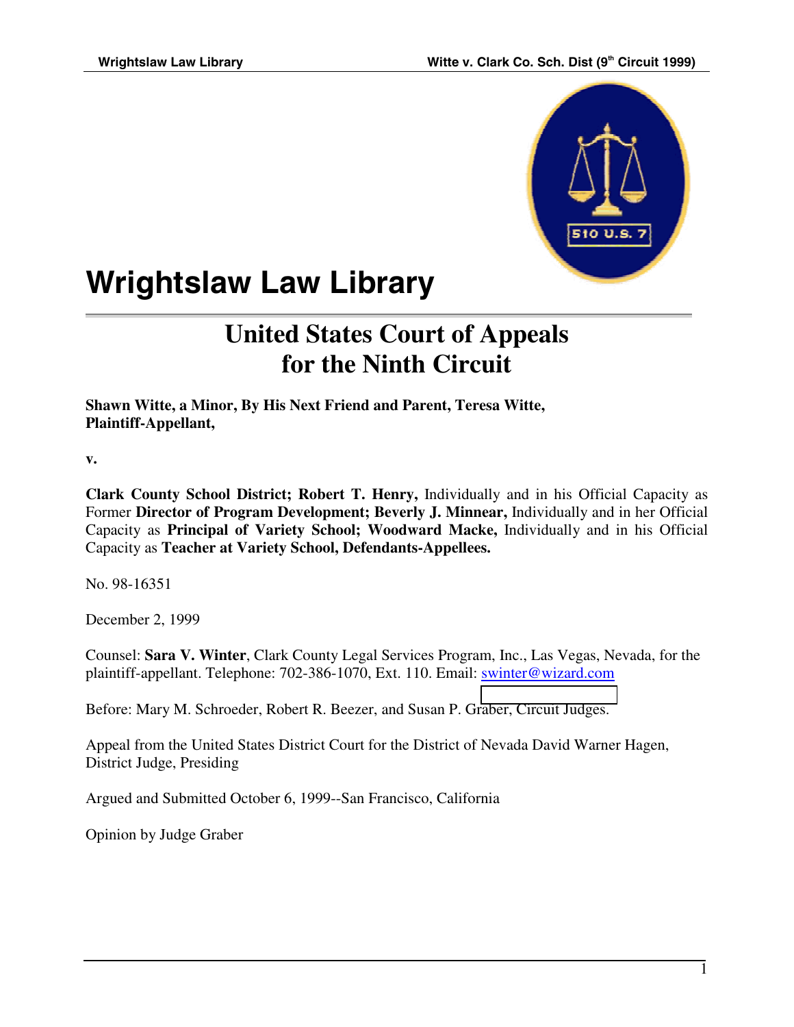# Wrightslaw Law Library

## United States Court of Appeals for the Ninth Circuit

**Shawn Witte, a Minor, By His Next Friend and Parent, Teresa Witte, Plaintiff-Appellant,**

**v.**

**Clark County School District; Robert T. Henry,** Individually and in his Official Capacity as Former **Director of Program Development; Beverly J. Minnear,** Individually and in her Official Capacity as **Principal of Variety School; Woodward Macke,** Individually and in his Official Capacity as **Teacher at Variety School, Defendants-Appellees.**

No. 98-16351

December 2, 1999

Counsel: **Sara V. Winter**, Clark County Legal Services Program, Inc., Las Vegas, Nevada, for the plaintiff-appellant. Telephone: 702-386-1070, Ext. 110. Email: swinter@wizard.com

Before: Mary M. Schroeder, Robert R. Beezer, and Susan P. Graber, Circuit Judges.

Appeal from the United States District Court for the District of Nevada David Warner Hagen, District Judge, Presiding

Argued and Submitted October 6, 1999--San Francisco, California

Opinion by Judge Graber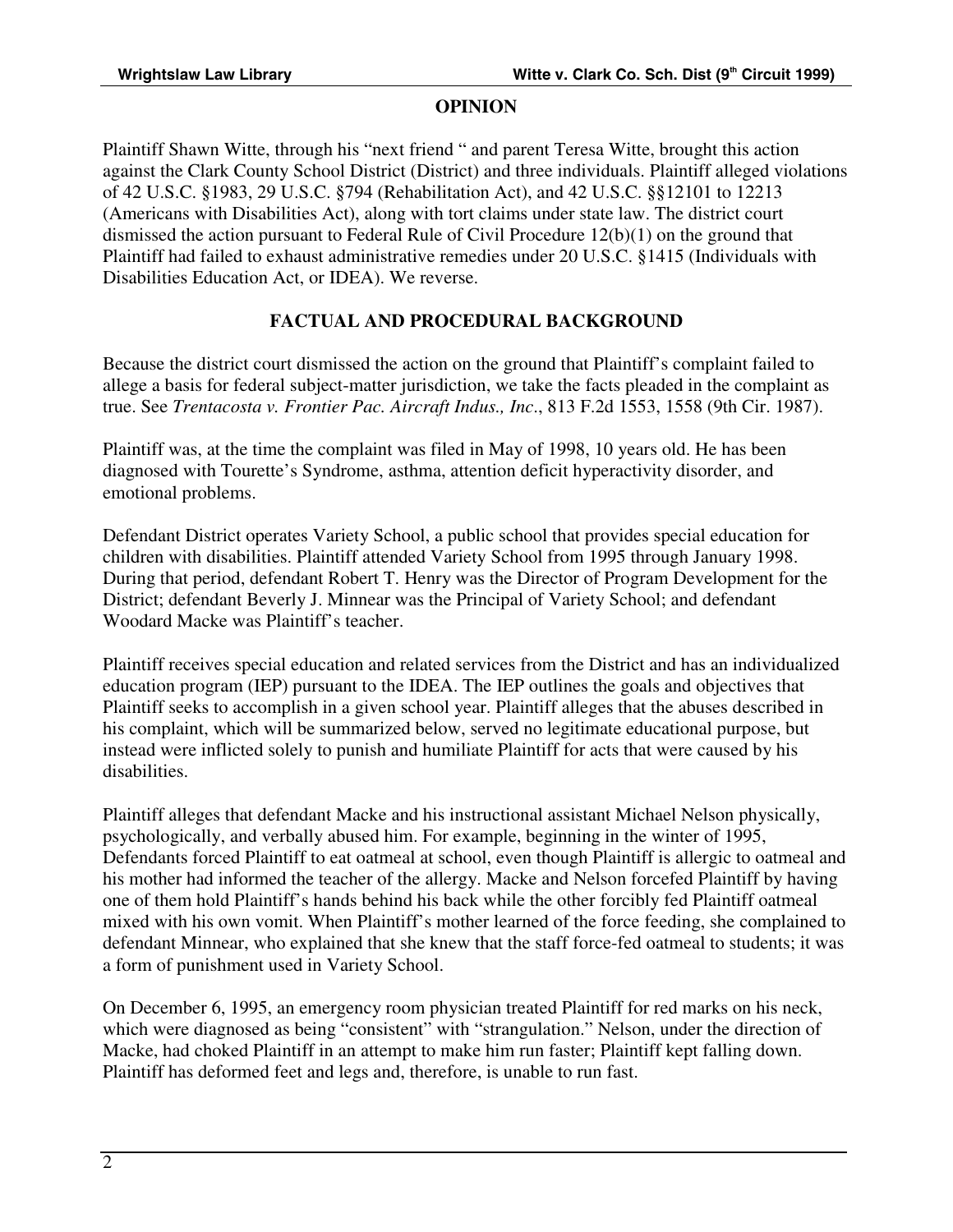## OPINION

Plaintiff Shawn Witte, through his "next friend " and parent Teresa Witte, brought this action against the Clark County School District (District) and three individuals. Plaintiff alleged violations of 42 U.S.C. §1983, 29 U.S.C. §794 (Rehabilitation Act), and 42 U.S.C. §§12101 to 12213 (Americans with Disabilities Act), along with tort claims under state law. The district court dismissed the action pursuant to Federal Rule of Civil Procedure 12(b)(1) on the ground that Plaintiff had failed to exhaust administrative remedies under 20 U.S.C. §1415 (Individuals with Disabilities Education Act, or IDEA). We reverse.

## FACTUAL AND PROCEDURAL BACKGROUND

Because the district court dismissed the action on the ground that Plaintiff's complaint failed to allege a basis for federal subject-matter jurisdiction, we take the facts pleaded in the complaint as true. See *Trentacosta v. Frontier Pac. Aircraft Indus., Inc*., 813 F.2d 1553, 1558 (9th Cir. 1987).

Plaintiff was, at the time the complaint was filed in May of 1998, 10 years old. He has been diagnosed with Tourette's Syndrome, asthma, attention deficit hyperactivity disorder, and emotional problems.

Defendant District operates Variety School, a public school that provides special education for children with disabilities. Plaintiff attended Variety School from 1995 through January 1998. During that period, defendant Robert T. Henry was the Director of Program Development for the District; defendant Beverly J. Minnear was the Principal of Variety School; and defendant Woodard Macke was Plaintiff's teacher.

Plaintiff receives special education and related services from the District and has an individualized education program (IEP) pursuant to the IDEA. The IEP outlines the goals and objectives that Plaintiff seeks to accomplish in a given school year. Plaintiff alleges that the abuses described in his complaint, which will be summarized below, served no legitimate educational purpose, but instead were inflicted solely to punish and humiliate Plaintiff for acts that were caused by his disabilities.

Plaintiff alleges that defendant Macke and his instructional assistant Michael Nelson physically, psychologically, and verbally abused him. For example, beginning in the winter of 1995, Defendants forced Plaintiff to eat oatmeal at school, even though Plaintiff is allergic to oatmeal and his mother had informed the teacher of the allergy. Macke and Nelson forcefed Plaintiff by having one of them hold Plaintiff's hands behind his back while the other forcibly fed Plaintiff oatmeal mixed with his own vomit. When Plaintiff's mother learned of the force feeding, she complained to defendant Minnear, who explained that she knew that the staff force-fed oatmeal to students; it was a form of punishment used in Variety School.

On December 6, 1995, an emergency room physician treated Plaintiff for red marks on his neck, which were diagnosed as being "consistent" with "strangulation." Nelson, under the direction of Macke, had choked Plaintiff in an attempt to make him run faster; Plaintiff kept falling down. Plaintiff has deformed feet and legs and, therefore, is unable to run fast.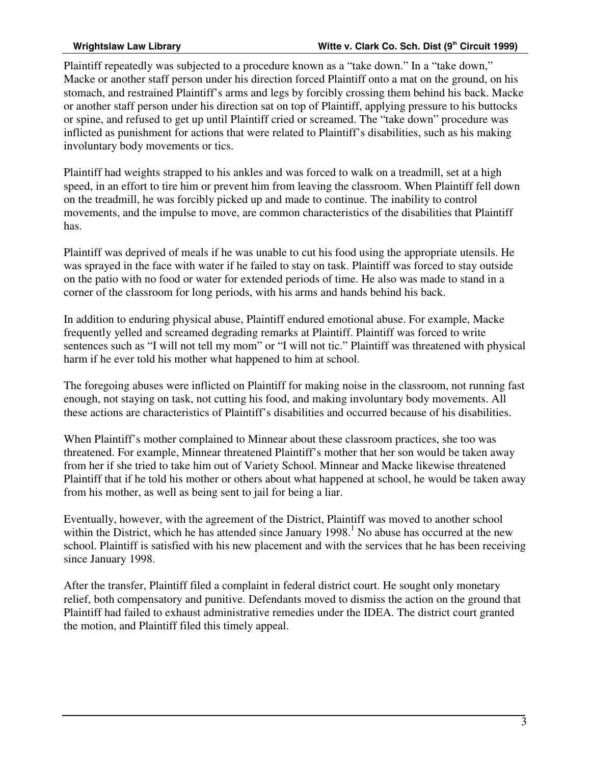Plaintiff repeatedly was subjected to a procedure known as a "take down." In a "take down," Macke or another staff person under his direction forced Plaintiff onto a mat on the ground, on his stomach, and restrained Plaintiff's arms and legs by forcibly crossing them behind his back. Macke or another staff person under his direction sat on top of Plaintiff, applying pressure to his buttocks or spine, and refused to get up until Plaintiff cried or screamed. The "take down" procedure was inflicted as punishment for actions that were related to Plaintiff's disabilities, such as his making involuntary body movements or tics.

Plaintiff had weights strapped to his ankles and was forced to walk on a treadmill, set at a high speed, in an effort to tire him or prevent him from leaving the classroom. When Plaintiff fell down on the treadmill, he was forcibly picked up and made to continue. The inability to control movements, and the impulse to move, are common characteristics of the disabilities that Plaintiff has.

Plaintiff was deprived of meals if he was unable to cut his food using the appropriate utensils. He was sprayed in the face with water if he failed to stay on task. Plaintiff was forced to stay outside on the patio with no food or water for extended periods of time. He also was made to stand in a corner of the classroom for long periods, with his arms and hands behind his back.

In addition to enduring physical abuse, Plaintiff endured emotional abuse. For example, Macke frequently yelled and screamed degrading remarks at Plaintiff. Plaintiff was forced to write sentences such as "I will not tell my mom" or "I will not tic." Plaintiff was threatened with physical harm if he ever told his mother what happened to him at school.

The foregoing abuses were inflicted on Plaintiff for making noise in the classroom, not running fast enough, not staying on task, not cutting his food, and making involuntary body movements. All these actions are characteristics of Plaintiff's disabilities and occurred because of his disabilities.

When Plaintiff's mother complained to Minnear about these classroom practices, she too was threatened. For example, Minnear threatened Plaintiff's mother that her son would be taken away from her if she tried to take him out of Variety School. Minnear and Macke likewise threatened Plaintiff that if he told his mother or others about what happened at school, he would be taken away from his mother, as well as being sent to jail for being a liar.

Eventually, however, with the agreement of the District, Plaintiff was moved to another school within the District, which he has attended since January 1998.[1] No abuse has occurred at the new school. Plaintiff is satisfied with his new placement and with the services that he has been receiving since January 1998.

After the transfer, Plaintiff filed a complaint in federal district court. He sought only monetary relief, both compensatory and punitive. Defendants moved to dismiss the action on the ground that Plaintiff had failed to exhaust administrative remedies under the IDEA. The district court granted the motion, and Plaintiff filed this timely appeal.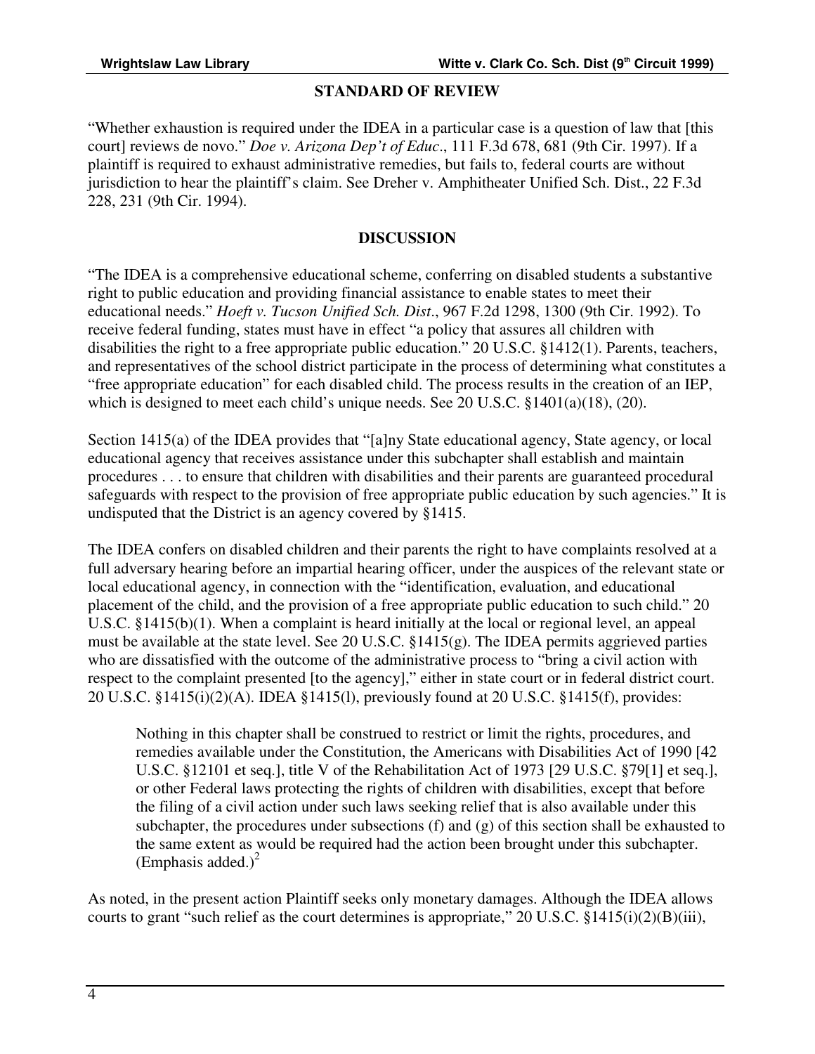## STANDARD OF REVIEW

"Whether exhaustion is required under the IDEA in a particular case is a question of law that [this court] reviews de novo." *Doe v. Arizona Dep't of Educ*., 111 F.3d 678, 681 (9th Cir. 1997). If a plaintiff is required to exhaust administrative remedies, but fails to, federal courts are without jurisdiction to hear the plaintiff's claim. See Dreher v. Amphitheater Unified Sch. Dist., 22 F.3d 228, 231 (9th Cir. 1994).

## DISCUSSION

"The IDEA is a comprehensive educational scheme, conferring on disabled students a substantive right to public education and providing financial assistance to enable states to meet their educational needs." *Hoeft v. Tucson Unified Sch. Dist*., 967 F.2d 1298, 1300 (9th Cir. 1992). To receive federal funding, states must have in effect "a policy that assures all children with disabilities the right to a free appropriate public education." 20 U.S.C. §1412(1). Parents, teachers, and representatives of the school district participate in the process of determining what constitutes a "free appropriate education" for each disabled child. The process results in the creation of an IEP, which is designed to meet each child's unique needs. See 20 U.S.C. §1401(a)(18), (20).

Section 1415(a) of the IDEA provides that "[a]ny State educational agency, State agency, or local educational agency that receives assistance under this subchapter shall establish and maintain procedures . . . to ensure that children with disabilities and their parents are guaranteed procedural safeguards with respect to the provision of free appropriate public education by such agencies." It is undisputed that the District is an agency covered by §1415.

The IDEA confers on disabled children and their parents the right to have complaints resolved at a full adversary hearing before an impartial hearing officer, under the auspices of the relevant state or local educational agency, in connection with the "identification, evaluation, and educational placement of the child, and the provision of a free appropriate public education to such child." 20 U.S.C. §1415(b)(1). When a complaint is heard initially at the local or regional level, an appeal must be available at the state level. See 20 U.S.C. §1415(g). The IDEA permits aggrieved parties who are dissatisfied with the outcome of the administrative process to "bring a civil action with respect to the complaint presented [to the agency]," either in state court or in federal district court. 20 U.S.C. §1415(i)(2)(A). IDEA §1415(l), previously found at 20 U.S.C. §1415(f), provides:

> Nothing in this chapter shall be construed to restrict or limit the rights, procedures, and remedies available under the Constitution, the Americans with Disabilities Act of 1990 [42 U.S.C. §12101 et seq.], title V of the Rehabilitation Act of 1973 [29 U.S.C. §79[1] et seq.], or other Federal laws protecting the rights of children with disabilities, except that before the filing of a civil action under such laws seeking relief that is also available under this subchapter, the procedures under subsections (f) and (g) of this section shall be exhausted to the same extent as would be required had the action been brought under this subchapter. (Emphasis added.)[2]

As noted, in the present action Plaintiff seeks only monetary damages. Although the IDEA allows courts to grant "such relief as the court determines is appropriate," 20 U.S.C. §1415(i)(2)(B)(iii),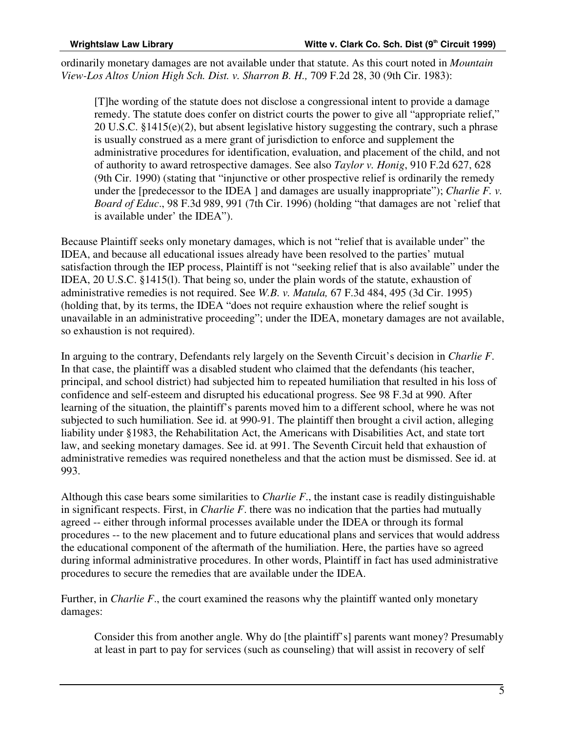ordinarily monetary damages are not available under that statute. As this court noted in *Mountain View-Los Altos Union High Sch. Dist. v. Sharron B. H.,* 709 F.2d 28, 30 (9th Cir. 1983):

> [T]he wording of the statute does not disclose a congressional intent to provide a damage remedy. The statute does confer on district courts the power to give all "appropriate relief," 20 U.S.C. §1415(e)(2), but absent legislative history suggesting the contrary, such a phrase is usually construed as a mere grant of jurisdiction to enforce and supplement the administrative procedures for identification, evaluation, and placement of the child, and not of authority to award retrospective damages. See also *Taylor v. Honig*, 910 F.2d 627, 628 (9th Cir. 1990) (stating that "injunctive or other prospective relief is ordinarily the remedy under the [predecessor to the IDEA ] and damages are usually inappropriate"); *Charlie F. v. Board of Educ*., 98 F.3d 989, 991 (7th Cir. 1996) (holding "that damages are not `relief that is available under' the IDEA").

Because Plaintiff seeks only monetary damages, which is not "relief that is available under" the IDEA, and because all educational issues already have been resolved to the parties' mutual satisfaction through the IEP process, Plaintiff is not "seeking relief that is also available" under the IDEA, 20 U.S.C. §1415(l). That being so, under the plain words of the statute, exhaustion of administrative remedies is not required. See *W.B. v. Matula,* 67 F.3d 484, 495 (3d Cir. 1995) (holding that, by its terms, the IDEA "does not require exhaustion where the relief sought is unavailable in an administrative proceeding"; under the IDEA, monetary damages are not available, so exhaustion is not required).

In arguing to the contrary, Defendants rely largely on the Seventh Circuit's decision in *Charlie F*. In that case, the plaintiff was a disabled student who claimed that the defendants (his teacher, principal, and school district) had subjected him to repeated humiliation that resulted in his loss of confidence and self-esteem and disrupted his educational progress. See 98 F.3d at 990. After learning of the situation, the plaintiff's parents moved him to a different school, where he was not subjected to such humiliation. See id. at 990-91. The plaintiff then brought a civil action, alleging liability under §1983, the Rehabilitation Act, the Americans with Disabilities Act, and state tort law, and seeking monetary damages. See id. at 991. The Seventh Circuit held that exhaustion of administrative remedies was required nonetheless and that the action must be dismissed. See id. at 993.

Although this case bears some similarities to *Charlie F*., the instant case is readily distinguishable in significant respects. First, in *Charlie F*. there was no indication that the parties had mutually agreed -- either through informal processes available under the IDEA or through its formal procedures -- to the new placement and to future educational plans and services that would address the educational component of the aftermath of the humiliation. Here, the parties have so agreed during informal administrative procedures. In other words, Plaintiff in fact has used administrative procedures to secure the remedies that are available under the IDEA.

Further, in *Charlie F*., the court examined the reasons why the plaintiff wanted only monetary damages:

> Consider this from another angle. Why do [the plaintiff's] parents want money? Presumably at least in part to pay for services (such as counseling) that will assist in recovery of self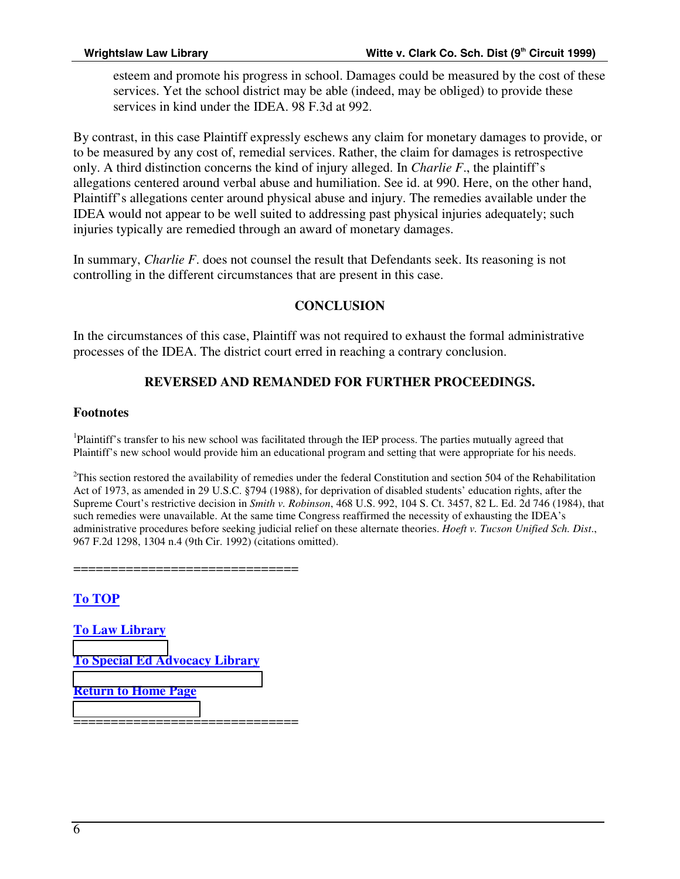esteem and promote his progress in school. Damages could be measured by the cost of these services. Yet the school district may be able (indeed, may be obliged) to provide these services in kind under the IDEA. 98 F.3d at 992.

By contrast, in this case Plaintiff expressly eschews any claim for monetary damages to provide, or to be measured by any cost of, remedial services. Rather, the claim for damages is retrospective only. A third distinction concerns the kind of injury alleged. In *Charlie F*., the plaintiff's allegations centered around verbal abuse and humiliation. See id. at 990. Here, on the other hand, Plaintiff's allegations center around physical abuse and injury. The remedies available under the IDEA would not appear to be well suited to addressing past physical injuries adequately; such injuries typically are remedied through an award of monetary damages.

In summary, *Charlie F*. does not counsel the result that Defendants seek. Its reasoning is not controlling in the different circumstances that are present in this case.

## CONCLUSION

In the circumstances of this case, Plaintiff was not required to exhaust the formal administrative processes of the IDEA. The district court erred in reaching a contrary conclusion.

**REVERSED AND REMANDED FOR FURTHER PROCEEDINGS.**

### Footnotes

[1]Plaintiff's transfer to his new school was facilitated through the IEP process. The parties mutually agreed that Plaintiff's new school would provide him an educational program and setting that were appropriate for his needs.

[2]This section restored the availability of remedies under the federal Constitution and section 504 of the Rehabilitation Act of 1973, as amended in 29 U.S.C. §794 (1988), for deprivation of disabled students' education rights, after the Supreme Court's restrictive decision in *Smith v. Robinson*, 468 U.S. 992, 104 S. Ct. 3457, 82 L. Ed. 2d 746 (1984), that such remedies were unavailable. At the same time Congress reaffirmed the necessity of exhausting the IDEA's administrative procedures before seeking judicial relief on these alternate theories. *Hoeft v. Tucson Unified Sch. Dist*., 967 F.2d 1298, 1304 n.4 (9th Cir. 1992) (citations omitted).

==============================

**To TOP**

**To Law Library**

**To Special Ed Advocacy Library**

**Return to Home Page**

==============================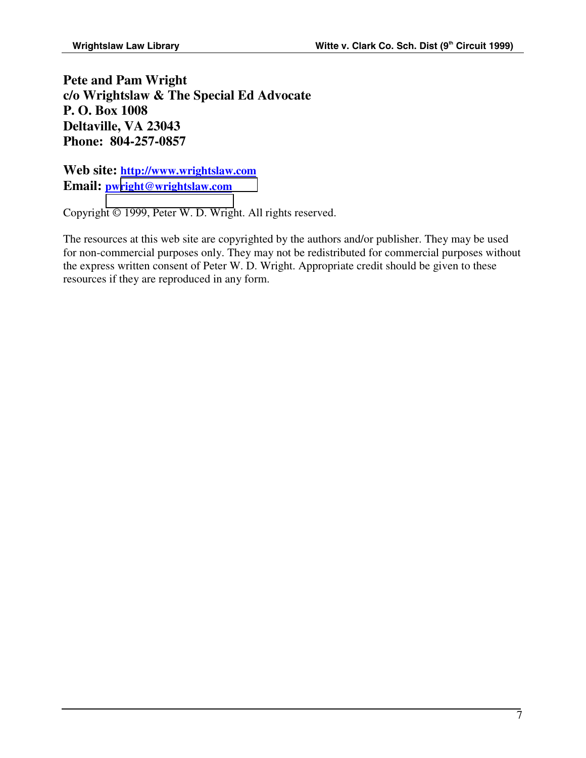**Pete and Pam Wright**
**c/o Wrightslaw & The Special Ed Advocate**
**P. O. Box 1008**
**Deltaville, VA 23043**
**Phone: 804-257-0857**

**Web site: http://www.wrightslaw.com**
**Email: pwright@wrightslaw.com**

Copyright © 1999, Peter W. D. Wright. All rights reserved.

The resources at this web site are copyrighted by the authors and/or publisher. They may be used for non-commercial purposes only. They may not be redistributed for commercial purposes without the express written consent of Peter W. D. Wright. Appropriate credit should be given to these resources if they are reproduced in any form.